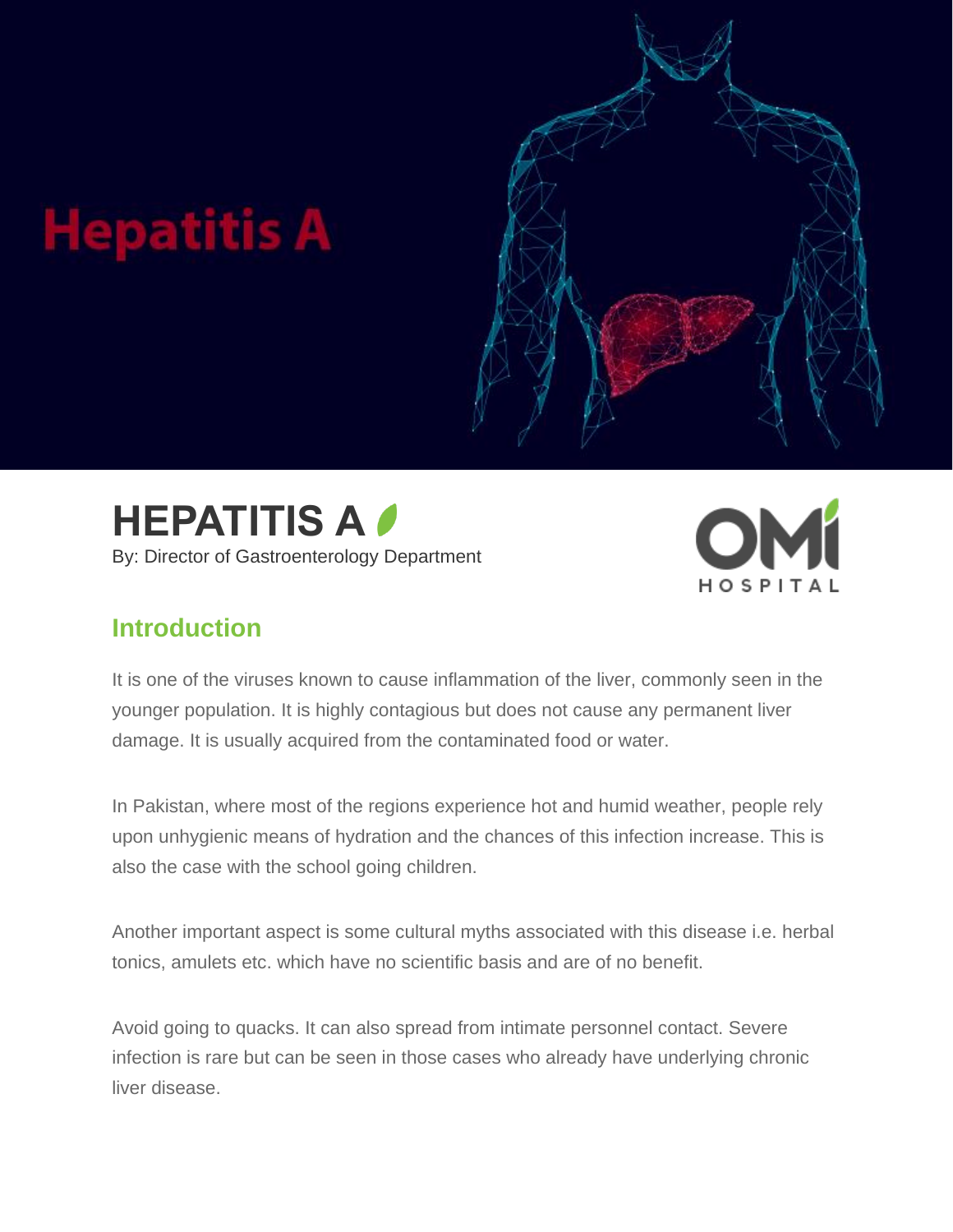# HEPATITIS A

By: Director of Gastroenterology Department

## Introduction

It is one of the viruses known to cause inflammation of the liver, commonly seen in the younger population. It is highly contagious but does not cause any permanent liver damage. It is usually acquired from the contaminated food or water.

In Pakistan, where most of the regions experience hot and humid weather, people rely upon unhygienic means of hydration and the chances of this infection increase. This is also the case with the school going children.

Another important aspect is some cultural myths associated with this disease i.e. herbal tonics, amulets etc. which have no scientific basis and are of no benefit.

Avoid going to quacks. It can also spread from intimate personnel contact. Severe infection is rare but can be seen in those cases who already have underlying chronic liver disease.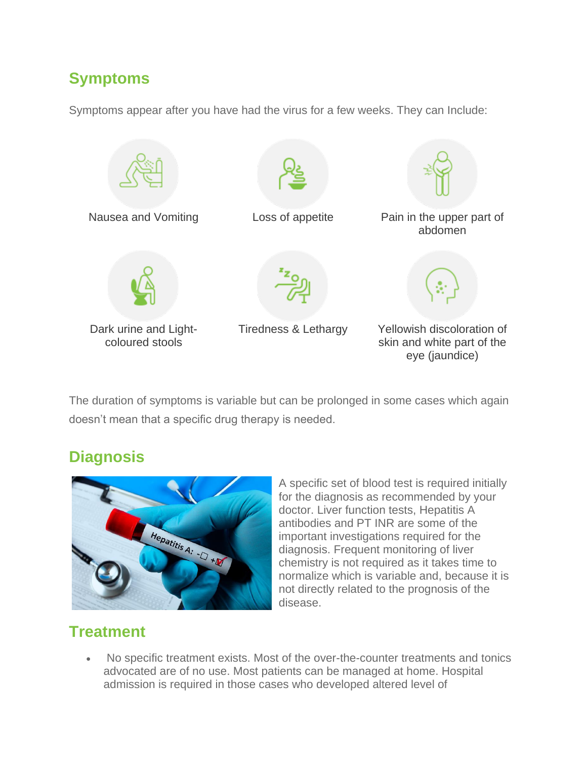## Symptoms

Symptoms appear after you have had the virus for a few weeks. They can Include:

- Nausea and Vomiting
- Loss of appetite
- Pain in the upper part of abdomen
- Dark urine and Light-coloured stools
- Tiredness & Lethargy
- Yellowish discoloration of skin and white part of the eye (jaundice)

The duration of symptoms is variable but can be prolonged in some cases which again doesn't mean that a specific drug therapy is needed.

## Diagnosis

A specific set of blood test is required initially for the diagnosis as recommended by your doctor. Liver function tests, Hepatitis A antibodies and PT INR are some of the important investigations required for the diagnosis. Frequent monitoring of liver chemistry is not required as it takes time to normalize which is variable and, because it is not directly related to the prognosis of the disease.

## Treatment

- No specific treatment exists. Most of the over-the-counter treatments and tonics advocated are of no use. Most patients can be managed at home. Hospital admission is required in those cases who developed altered level of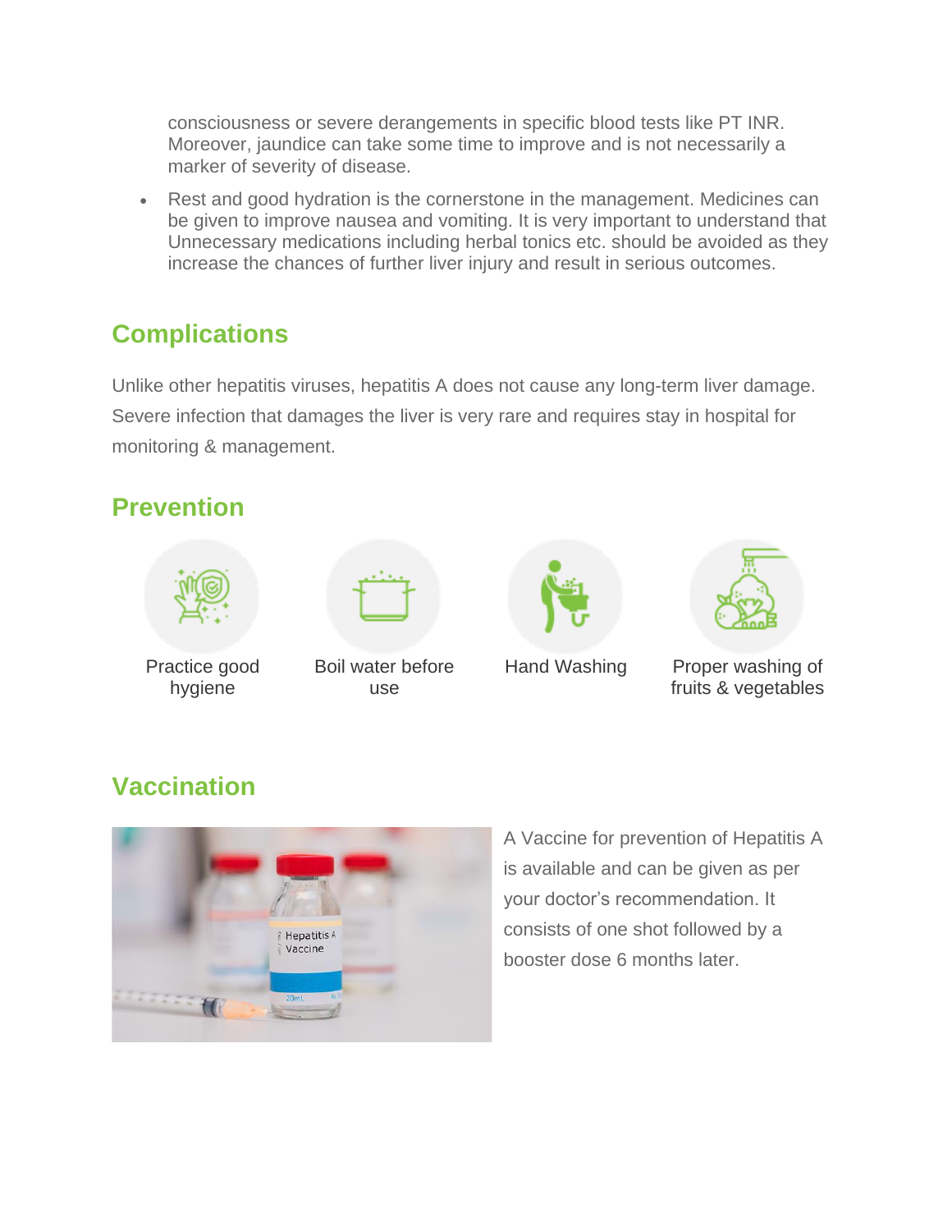consciousness or severe derangements in specific blood tests like PT INR. Moreover, jaundice can take some time to improve and is not necessarily a marker of severity of disease.

- Rest and good hydration is the cornerstone in the management. Medicines can be given to improve nausea and vomiting. It is very important to understand that Unnecessary medications including herbal tonics etc. should be avoided as they increase the chances of further liver injury and result in serious outcomes.

## Complications

Unlike other hepatitis viruses, hepatitis A does not cause any long-term liver damage. Severe infection that damages the liver is very rare and requires stay in hospital for monitoring & management.

## Prevention

Practice good hygiene

Boil water before use

Hand Washing

Proper washing of fruits & vegetables

## Vaccination

A Vaccine for prevention of Hepatitis A is available and can be given as per your doctor's recommendation. It consists of one shot followed by a booster dose 6 months later.